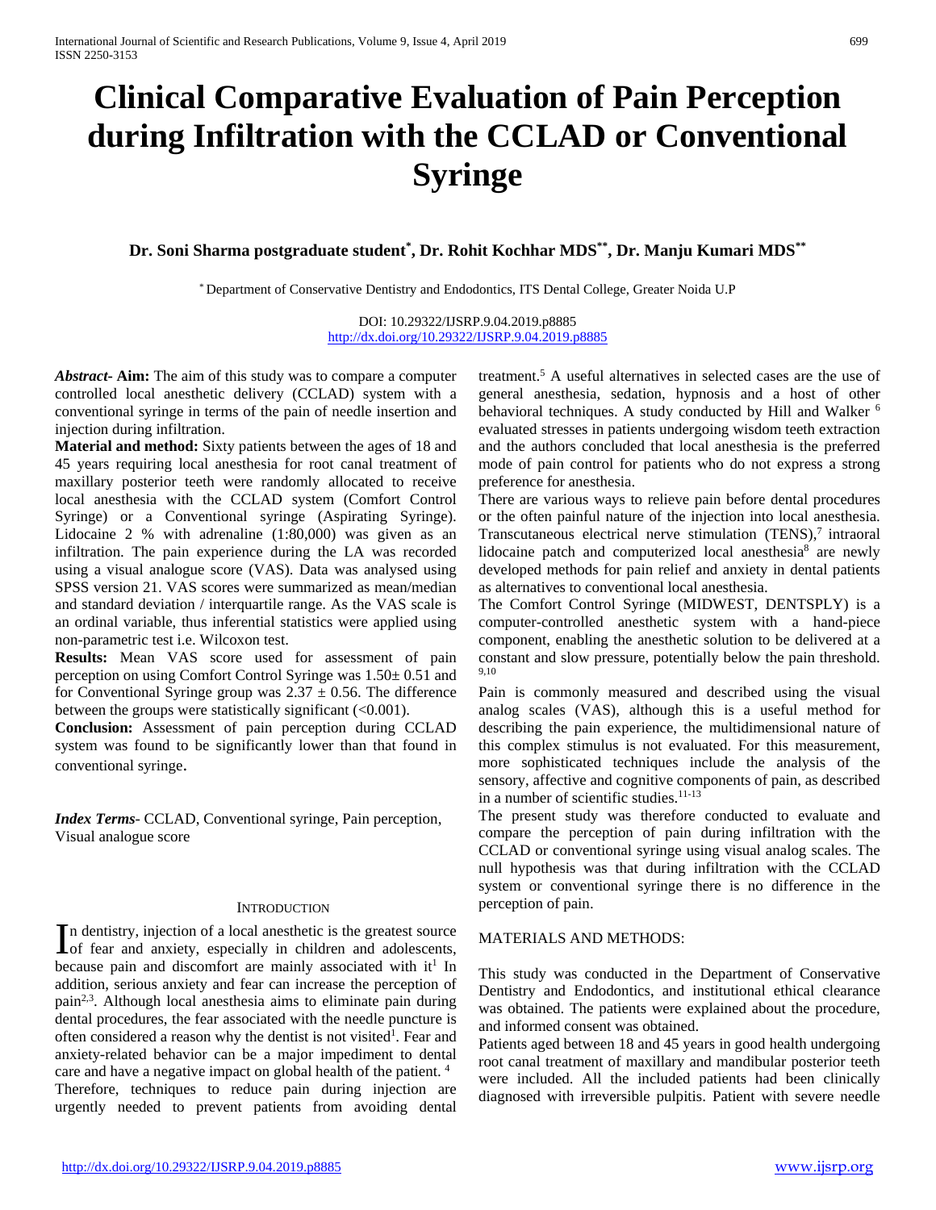# Clinical Comparative Evaluation of Pain Perception during Infiltration with the CCLAD or Conventional Syringe

**Dr. Soni Sharma postgraduate student[*], Dr. Rohit Kochhar MDS[**], Dr. Manju Kumari MDS[**]**

[*] Department of Conservative Dentistry and Endodontics, ITS Dental College, Greater Noida U.P

DOI: 10.29322/IJSRP.9.04.2019.p8885
http://dx.doi.org/10.29322/IJSRP.9.04.2019.p8885

***Abstract*- Aim:** The aim of this study was to compare a computer controlled local anesthetic delivery (CCLAD) system with a conventional syringe in terms of the pain of needle insertion and injection during infiltration.

**Material and method:** Sixty patients between the ages of 18 and 45 years requiring local anesthesia for root canal treatment of maxillary posterior teeth were randomly allocated to receive local anesthesia with the CCLAD system (Comfort Control Syringe) or a Conventional syringe (Aspirating Syringe). Lidocaine 2 % with adrenaline (1:80,000) was given as an infiltration. The pain experience during the LA was recorded using a visual analogue score (VAS). Data was analysed using SPSS version 21. VAS scores were summarized as mean/median and standard deviation / interquartile range. As the VAS scale is an ordinal variable, thus inferential statistics were applied using non-parametric test i.e. Wilcoxon test.

**Results:** Mean VAS score used for assessment of pain perception on using Comfort Control Syringe was 1.50± 0.51 and for Conventional Syringe group was 2.37 ± 0.56. The difference between the groups were statistically significant (<0.001).

**Conclusion:** Assessment of pain perception during CCLAD system was found to be significantly lower than that found in conventional syringe.

***Index Terms*-** CCLAD, Conventional syringe, Pain perception, Visual analogue score

## INTRODUCTION

In dentistry, injection of a local anesthetic is the greatest source of fear and anxiety, especially in children and adolescents, because pain and discomfort are mainly associated with it[1] In addition, serious anxiety and fear can increase the perception of pain[2,3]. Although local anesthesia aims to eliminate pain during dental procedures, the fear associated with the needle puncture is often considered a reason why the dentist is not visited[1]. Fear and anxiety-related behavior can be a major impediment to dental care and have a negative impact on global health of the patient. [4]

Therefore, techniques to reduce pain during injection are urgently needed to prevent patients from avoiding dental treatment.[5] A useful alternatives in selected cases are the use of general anesthesia, sedation, hypnosis and a host of other behavioral techniques. A study conducted by Hill and Walker [6] evaluated stresses in patients undergoing wisdom teeth extraction and the authors concluded that local anesthesia is the preferred mode of pain control for patients who do not express a strong preference for anesthesia.

There are various ways to relieve pain before dental procedures or the often painful nature of the injection into local anesthesia. Transcutaneous electrical nerve stimulation (TENS),[7] intraoral lidocaine patch and computerized local anesthesia[8] are newly developed methods for pain relief and anxiety in dental patients as alternatives to conventional local anesthesia.

The Comfort Control Syringe (MIDWEST, DENTSPLY) is a computer-controlled anesthetic system with a hand-piece component, enabling the anesthetic solution to be delivered at a constant and slow pressure, potentially below the pain threshold.[9,10]

Pain is commonly measured and described using the visual analog scales (VAS), although this is a useful method for describing the pain experience, the multidimensional nature of this complex stimulus is not evaluated. For this measurement, more sophisticated techniques include the analysis of the sensory, affective and cognitive components of pain, as described in a number of scientific studies.[11-13]

The present study was therefore conducted to evaluate and compare the perception of pain during infiltration with the CCLAD or conventional syringe using visual analog scales. The null hypothesis was that during infiltration with the CCLAD system or conventional syringe there is no difference in the perception of pain.

## MATERIALS AND METHODS:

This study was conducted in the Department of Conservative Dentistry and Endodontics, and institutional ethical clearance was obtained. The patients were explained about the procedure, and informed consent was obtained.

Patients aged between 18 and 45 years in good health undergoing root canal treatment of maxillary and mandibular posterior teeth were included. All the included patients had been clinically diagnosed with irreversible pulpitis. Patient with severe needle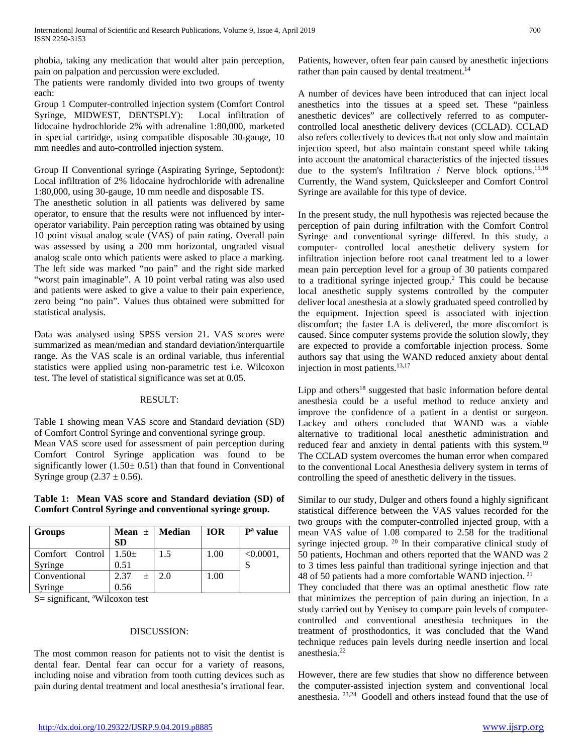phobia, taking any medication that would alter pain perception, pain on palpation and percussion were excluded.

The patients were randomly divided into two groups of twenty each:

Group 1 Computer-controlled injection system (Comfort Control Syringe, MIDWEST, DENTSPLY): Local infiltration of lidocaine hydrochloride 2% with adrenaline 1:80,000, marketed in special cartridge, using compatible disposable 30-gauge, 10 mm needles and auto-controlled injection system.

Group II Conventional syringe (Aspirating Syringe, Septodont): Local infiltration of 2% lidocaine hydrochloride with adrenaline 1:80,000, using 30-gauge, 10 mm needle and disposable TS.

The anesthetic solution in all patients was delivered by same operator, to ensure that the results were not influenced by inter-operator variability. Pain perception rating was obtained by using 10 point visual analog scale (VAS) of pain rating. Overall pain was assessed by using a 200 mm horizontal, ungraded visual analog scale onto which patients were asked to place a marking. The left side was marked "no pain" and the right side marked "worst pain imaginable". A 10 point verbal rating was also used and patients were asked to give a value to their pain experience, zero being "no pain". Values thus obtained were submitted for statistical analysis.

Data was analysed using SPSS version 21. VAS scores were summarized as mean/median and standard deviation/interquartile range. As the VAS scale is an ordinal variable, thus inferential statistics were applied using non-parametric test i.e. Wilcoxon test. The level of statistical significance was set at 0.05.

## RESULT:

Table 1 showing mean VAS score and Standard deviation (SD) of Comfort Control Syringe and conventional syringe group.

Mean VAS score used for assessment of pain perception during Comfort Control Syringe application was found to be significantly lower (1.50± 0.51) than that found in Conventional Syringe group (2.37 ± 0.56).

**Table 1: Mean VAS score and Standard deviation (SD) of Comfort Control Syringe and conventional syringe group.**

| Groups | Mean ± SD | Median | IOR | P[a] value |
|---|---|---|---|---|
| Comfort Control Syringe | 1.50± 0.51 | 1.5 | 1.00 | <0.0001, S |
| Conventional Syringe | 2.37 ± 0.56 | 2.0 | 1.00 | |

S= significant, [a]Wilcoxon test

## DISCUSSION:

The most common reason for patients not to visit the dentist is dental fear. Dental fear can occur for a variety of reasons, including noise and vibration from tooth cutting devices such as pain during dental treatment and local anesthesia's irrational fear. Patients, however, often fear pain caused by anesthetic injections rather than pain caused by dental treatment.[14]

A number of devices have been introduced that can inject local anesthetics into the tissues at a speed set. These "painless anesthetic devices" are collectively referred to as computer-controlled local anesthetic delivery devices (CCLAD). CCLAD also refers collectively to devices that not only slow and maintain injection speed, but also maintain constant speed while taking into account the anatomical characteristics of the injected tissues due to the system's Infiltration / Nerve block options.[15,16] Currently, the Wand system, Quicksleeper and Comfort Control Syringe are available for this type of device.

In the present study, the null hypothesis was rejected because the perception of pain during infiltration with the Comfort Control Syringe and conventional syringe differed. In this study, a computer- controlled local anesthetic delivery system for infiltration injection before root canal treatment led to a lower mean pain perception level for a group of 30 patients compared to a traditional syringe injected group.[2] This could be because local anesthetic supply systems controlled by the computer deliver local anesthesia at a slowly graduated speed controlled by the equipment. Injection speed is associated with injection discomfort; the faster LA is delivered, the more discomfort is caused. Since computer systems provide the solution slowly, they are expected to provide a comfortable injection process. Some authors say that using the WAND reduced anxiety about dental injection in most patients.[13,17]

Lipp and others[18] suggested that basic information before dental anesthesia could be a useful method to reduce anxiety and improve the confidence of a patient in a dentist or surgeon. Lackey and others concluded that WAND was a viable alternative to traditional local anesthetic administration and reduced fear and anxiety in dental patients with this system.[19] The CCLAD system overcomes the human error when compared to the conventional Local Anesthesia delivery system in terms of controlling the speed of anesthetic delivery in the tissues.

Similar to our study, Dulger and others found a highly significant statistical difference between the VAS values recorded for the two groups with the computer-controlled injected group, with a mean VAS value of 1.08 compared to 2.58 for the traditional syringe injected group. [20] In their comparative clinical study of 50 patients, Hochman and others reported that the WAND was 2 to 3 times less painful than traditional syringe injection and that 48 of 50 patients had a more comfortable WAND injection. [21]

They concluded that there was an optimal anesthetic flow rate that minimizes the perception of pain during an injection. In a study carried out by Yenisey to compare pain levels of computer-controlled and conventional anesthesia techniques in the treatment of prosthodontics, it was concluded that the Wand technique reduces pain levels during needle insertion and local anesthesia.[22]

However, there are few studies that show no difference between the computer-assisted injection system and conventional local anesthesia. [23,24] Goodell and others instead found that the use of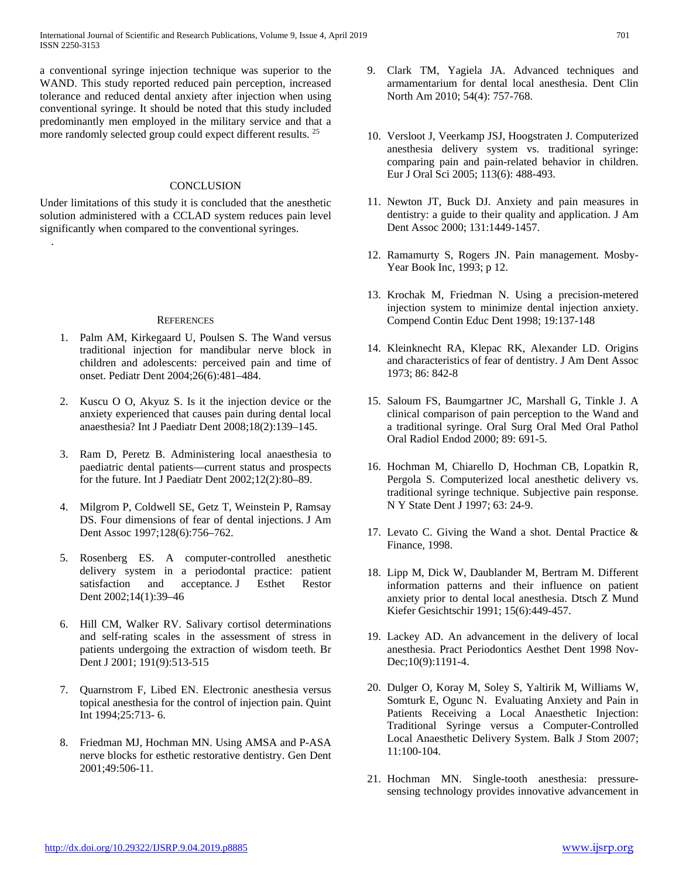a conventional syringe injection technique was superior to the WAND. This study reported reduced pain perception, increased tolerance and reduced dental anxiety after injection when using conventional syringe. It should be noted that this study included predominantly men employed in the military service and that a more randomly selected group could expect different results. [25]

## CONCLUSION

Under limitations of this study it is concluded that the anesthetic solution administered with a CCLAD system reduces pain level significantly when compared to the conventional syringes.

.

## REFERENCES

1. Palm AM, Kirkegaard U, Poulsen S. The Wand versus traditional injection for mandibular nerve block in children and adolescents: perceived pain and time of onset. Pediatr Dent 2004;26(6):481–484.

2. Kuscu O O, Akyuz S. Is it the injection device or the anxiety experienced that causes pain during dental local anaesthesia? Int J Paediatr Dent 2008;18(2):139–145.

3. Ram D, Peretz B. Administering local anaesthesia to paediatric dental patients—current status and prospects for the future. Int J Paediatr Dent 2002;12(2):80–89.

4. Milgrom P, Coldwell SE, Getz T, Weinstein P, Ramsay DS. Four dimensions of fear of dental injections. J Am Dent Assoc 1997;128(6):756–762.

5. Rosenberg ES. A computer-controlled anesthetic delivery system in a periodontal practice: patient satisfaction and acceptance. J Esthet Restor Dent 2002;14(1):39–46

6. Hill CM, Walker RV. Salivary cortisol determinations and self-rating scales in the assessment of stress in patients undergoing the extraction of wisdom teeth. Br Dent J 2001; 191(9):513-515

7. Quarnstrom F, Libed EN. Electronic anesthesia versus topical anesthesia for the control of injection pain. Quint Int 1994;25:713- 6.

8. Friedman MJ, Hochman MN. Using AMSA and P-ASA nerve blocks for esthetic restorative dentistry. Gen Dent 2001;49:506-11.

9. Clark TM, Yagiela JA. Advanced techniques and armamentarium for dental local anesthesia. Dent Clin North Am 2010; 54(4): 757-768.

10. Versloot J, Veerkamp JSJ, Hoogstraten J. Computerized anesthesia delivery system vs. traditional syringe: comparing pain and pain-related behavior in children. Eur J Oral Sci 2005; 113(6): 488-493.

11. Newton JT, Buck DJ. Anxiety and pain measures in dentistry: a guide to their quality and application. J Am Dent Assoc 2000; 131:1449-1457.

12. Ramamurty S, Rogers JN. Pain management. Mosby-Year Book Inc, 1993; p 12.

13. Krochak M, Friedman N. Using a precision-metered injection system to minimize dental injection anxiety. Compend Contin Educ Dent 1998; 19:137-148

14. Kleinknecht RA, Klepac RK, Alexander LD. Origins and characteristics of fear of dentistry. J Am Dent Assoc 1973; 86: 842-8

15. Saloum FS, Baumgartner JC, Marshall G, Tinkle J. A clinical comparison of pain perception to the Wand and a traditional syringe. Oral Surg Oral Med Oral Pathol Oral Radiol Endod 2000; 89: 691-5.

16. Hochman M, Chiarello D, Hochman CB, Lopatkin R, Pergola S. Computerized local anesthetic delivery vs. traditional syringe technique. Subjective pain response. N Y State Dent J 1997; 63: 24-9.

17. Levato C. Giving the Wand a shot. Dental Practice & Finance, 1998.

18. Lipp M, Dick W, Daublander M, Bertram M. Different information patterns and their influence on patient anxiety prior to dental local anesthesia. Dtsch Z Mund Kiefer Gesichtschir 1991; 15(6):449-457.

19. Lackey AD. An advancement in the delivery of local anesthesia. Pract Periodontics Aesthet Dent 1998 Nov-Dec;10(9):1191-4.

20. Dulger O, Koray M, Soley S, Yaltirik M, Williams W, Somturk E, Ogunc N. Evaluating Anxiety and Pain in Patients Receiving a Local Anaesthetic Injection: Traditional Syringe versus a Computer-Controlled Local Anaesthetic Delivery System. Balk J Stom 2007; 11:100-104.

21. Hochman MN. Single-tooth anesthesia: pressure-sensing technology provides innovative advancement in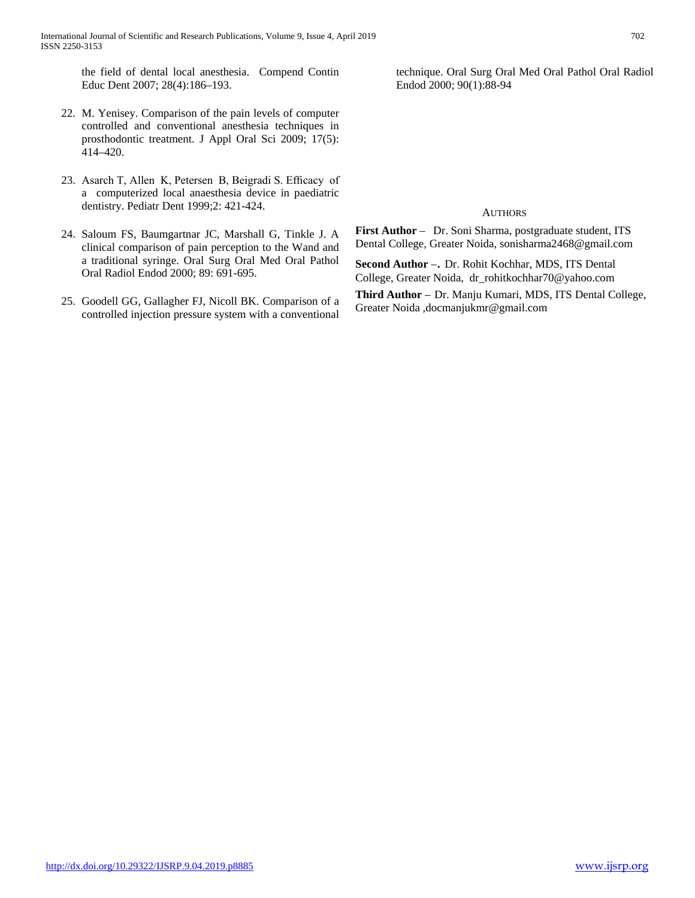the field of dental local anesthesia. Compend Contin Educ Dent 2007; 28(4):186–193.

22. M. Yenisey. Comparison of the pain levels of computer controlled and conventional anesthesia techniques in prosthodontic treatment. J Appl Oral Sci 2009; 17(5): 414–420.

23. Asarch T, Allen K, Petersen B, Beigradi S. Efficacy of a computerized local anaesthesia device in paediatric dentistry. Pediatr Dent 1999;2: 421-424.

24. Saloum FS, Baumgartnar JC, Marshall G, Tinkle J. A clinical comparison of pain perception to the Wand and a traditional syringe. Oral Surg Oral Med Oral Pathol Oral Radiol Endod 2000; 89: 691-695.

25. Goodell GG, Gallagher FJ, Nicoll BK. Comparison of a controlled injection pressure system with a conventional technique. Oral Surg Oral Med Oral Pathol Oral Radiol Endod 2000; 90(1):88-94

## Authors

**First Author** – Dr. Soni Sharma, postgraduate student, ITS Dental College, Greater Noida, sonisharma2468@gmail.com

**Second Author –.** Dr. Rohit Kochhar, MDS, ITS Dental College, Greater Noida, dr_rohitkochhar70@yahoo.com

**Third Author** – Dr. Manju Kumari, MDS, ITS Dental College, Greater Noida ,docmanjukmr@gmail.com